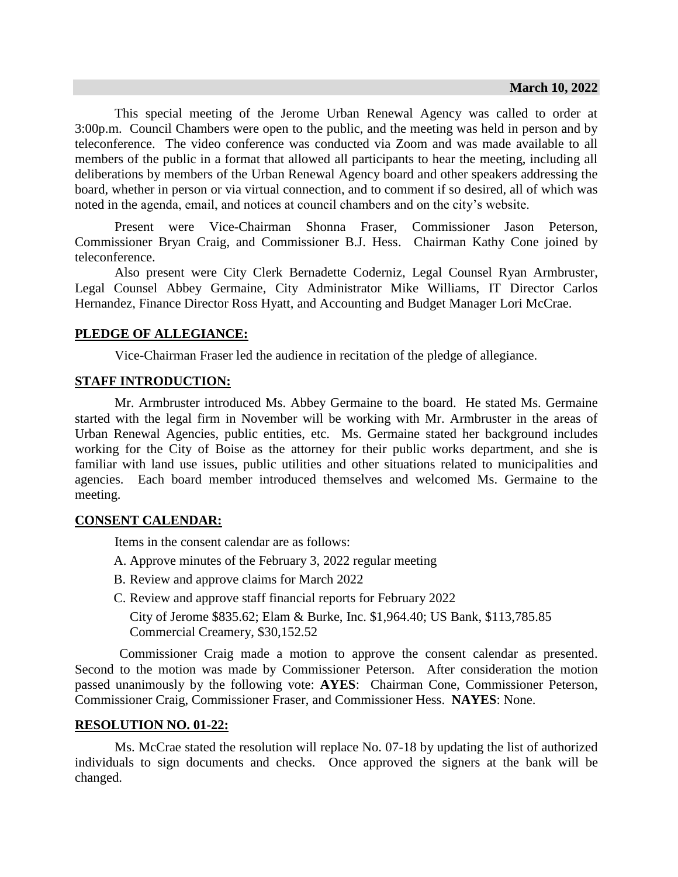**March 10, 2022**

This special meeting of the Jerome Urban Renewal Agency was called to order at 3:00p.m. Council Chambers were open to the public, and the meeting was held in person and by teleconference. The video conference was conducted via Zoom and was made available to all members of the public in a format that allowed all participants to hear the meeting, including all deliberations by members of the Urban Renewal Agency board and other speakers addressing the board, whether in person or via virtual connection, and to comment if so desired, all of which was noted in the agenda, email, and notices at council chambers and on the city's website.

Present were Vice-Chairman Shonna Fraser, Commissioner Jason Peterson, Commissioner Bryan Craig, and Commissioner B.J. Hess. Chairman Kathy Cone joined by teleconference.

Also present were City Clerk Bernadette Coderniz, Legal Counsel Ryan Armbruster, Legal Counsel Abbey Germaine, City Administrator Mike Williams, IT Director Carlos Hernandez, Finance Director Ross Hyatt, and Accounting and Budget Manager Lori McCrae.

**PLEDGE OF ALLEGIANCE:**

Vice-Chairman Fraser led the audience in recitation of the pledge of allegiance.

**STAFF INTRODUCTION:**

Mr. Armbruster introduced Ms. Abbey Germaine to the board. He stated Ms. Germaine started with the legal firm in November will be working with Mr. Armbruster in the areas of Urban Renewal Agencies, public entities, etc. Ms. Germaine stated her background includes working for the City of Boise as the attorney for their public works department, and she is familiar with land use issues, public utilities and other situations related to municipalities and agencies. Each board member introduced themselves and welcomed Ms. Germaine to the meeting.

**CONSENT CALENDAR:**

Items in the consent calendar are as follows:

A. Approve minutes of the February 3, 2022 regular meeting

B. Review and approve claims for March 2022

C. Review and approve staff financial reports for February 2022

City of Jerome $835.62; Elam & Burke, Inc. $1,964.40; US Bank, $113,785.85
Commercial Creamery, $30,152.52

Commissioner Craig made a motion to approve the consent calendar as presented. Second to the motion was made by Commissioner Peterson. After consideration the motion passed unanimously by the following vote: **AYES**: Chairman Cone, Commissioner Peterson, Commissioner Craig, Commissioner Fraser, and Commissioner Hess. **NAYES**: None.

**RESOLUTION NO. 01-22:**

Ms. McCrae stated the resolution will replace No. 07-18 by updating the list of authorized individuals to sign documents and checks. Once approved the signers at the bank will be changed.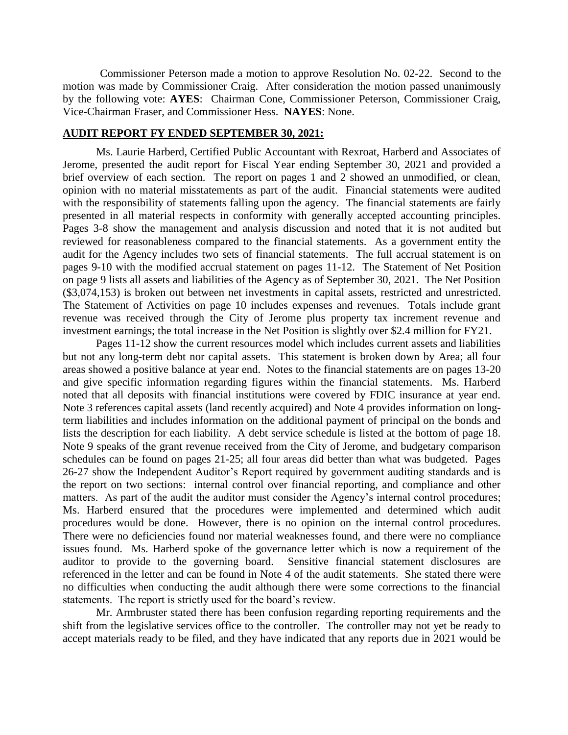Commissioner Peterson made a motion to approve Resolution No. 02-22. Second to the motion was made by Commissioner Craig. After consideration the motion passed unanimously by the following vote: **AYES**: Chairman Cone, Commissioner Peterson, Commissioner Craig, Vice-Chairman Fraser, and Commissioner Hess. **NAYES**: None.

**AUDIT REPORT FY ENDED SEPTEMBER 30, 2021:**

Ms. Laurie Harberd, Certified Public Accountant with Rexroat, Harberd and Associates of Jerome, presented the audit report for Fiscal Year ending September 30, 2021 and provided a brief overview of each section. The report on pages 1 and 2 showed an unmodified, or clean, opinion with no material misstatements as part of the audit. Financial statements were audited with the responsibility of statements falling upon the agency. The financial statements are fairly presented in all material respects in conformity with generally accepted accounting principles. Pages 3-8 show the management and analysis discussion and noted that it is not audited but reviewed for reasonableness compared to the financial statements. As a government entity the audit for the Agency includes two sets of financial statements. The full accrual statement is on pages 9-10 with the modified accrual statement on pages 11-12. The Statement of Net Position on page 9 lists all assets and liabilities of the Agency as of September 30, 2021. The Net Position ($3,074,153) is broken out between net investments in capital assets, restricted and unrestricted. The Statement of Activities on page 10 includes expenses and revenues. Totals include grant revenue was received through the City of Jerome plus property tax increment revenue and investment earnings; the total increase in the Net Position is slightly over $2.4 million for FY21.

Pages 11-12 show the current resources model which includes current assets and liabilities but not any long-term debt nor capital assets. This statement is broken down by Area; all four areas showed a positive balance at year end. Notes to the financial statements are on pages 13-20 and give specific information regarding figures within the financial statements. Ms. Harberd noted that all deposits with financial institutions were covered by FDIC insurance at year end. Note 3 references capital assets (land recently acquired) and Note 4 provides information on long-term liabilities and includes information on the additional payment of principal on the bonds and lists the description for each liability. A debt service schedule is listed at the bottom of page 18. Note 9 speaks of the grant revenue received from the City of Jerome, and budgetary comparison schedules can be found on pages 21-25; all four areas did better than what was budgeted. Pages 26-27 show the Independent Auditor's Report required by government auditing standards and is the report on two sections: internal control over financial reporting, and compliance and other matters. As part of the audit the auditor must consider the Agency's internal control procedures; Ms. Harberd ensured that the procedures were implemented and determined which audit procedures would be done. However, there is no opinion on the internal control procedures. There were no deficiencies found nor material weaknesses found, and there were no compliance issues found. Ms. Harberd spoke of the governance letter which is now a requirement of the auditor to provide to the governing board. Sensitive financial statement disclosures are referenced in the letter and can be found in Note 4 of the audit statements. She stated there were no difficulties when conducting the audit although there were some corrections to the financial statements. The report is strictly used for the board's review.

Mr. Armbruster stated there has been confusion regarding reporting requirements and the shift from the legislative services office to the controller. The controller may not yet be ready to accept materials ready to be filed, and they have indicated that any reports due in 2021 would be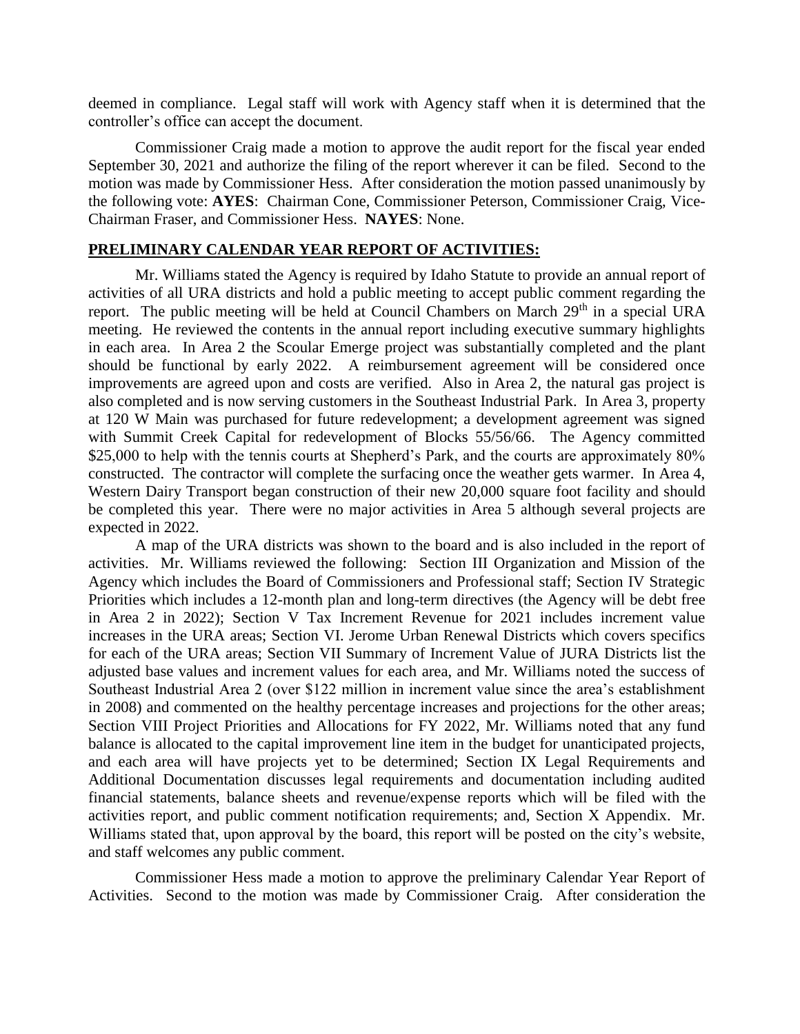deemed in compliance. Legal staff will work with Agency staff when it is determined that the controller's office can accept the document.

Commissioner Craig made a motion to approve the audit report for the fiscal year ended September 30, 2021 and authorize the filing of the report wherever it can be filed. Second to the motion was made by Commissioner Hess. After consideration the motion passed unanimously by the following vote: **AYES**: Chairman Cone, Commissioner Peterson, Commissioner Craig, Vice-Chairman Fraser, and Commissioner Hess. **NAYES**: None.

## PRELIMINARY CALENDAR YEAR REPORT OF ACTIVITIES:

Mr. Williams stated the Agency is required by Idaho Statute to provide an annual report of activities of all URA districts and hold a public meeting to accept public comment regarding the report. The public meeting will be held at Council Chambers on March 29th in a special URA meeting. He reviewed the contents in the annual report including executive summary highlights in each area. In Area 2 the Scoular Emerge project was substantially completed and the plant should be functional by early 2022. A reimbursement agreement will be considered once improvements are agreed upon and costs are verified. Also in Area 2, the natural gas project is also completed and is now serving customers in the Southeast Industrial Park. In Area 3, property at 120 W Main was purchased for future redevelopment; a development agreement was signed with Summit Creek Capital for redevelopment of Blocks 55/56/66. The Agency committed $25,000 to help with the tennis courts at Shepherd's Park, and the courts are approximately 80% constructed. The contractor will complete the surfacing once the weather gets warmer. In Area 4, Western Dairy Transport began construction of their new 20,000 square foot facility and should be completed this year. There were no major activities in Area 5 although several projects are expected in 2022.

A map of the URA districts was shown to the board and is also included in the report of activities. Mr. Williams reviewed the following: Section III Organization and Mission of the Agency which includes the Board of Commissioners and Professional staff; Section IV Strategic Priorities which includes a 12-month plan and long-term directives (the Agency will be debt free in Area 2 in 2022); Section V Tax Increment Revenue for 2021 includes increment value increases in the URA areas; Section VI. Jerome Urban Renewal Districts which covers specifics for each of the URA areas; Section VII Summary of Increment Value of JURA Districts list the adjusted base values and increment values for each area, and Mr. Williams noted the success of Southeast Industrial Area 2 (over $122 million in increment value since the area's establishment in 2008) and commented on the healthy percentage increases and projections for the other areas; Section VIII Project Priorities and Allocations for FY 2022, Mr. Williams noted that any fund balance is allocated to the capital improvement line item in the budget for unanticipated projects, and each area will have projects yet to be determined; Section IX Legal Requirements and Additional Documentation discusses legal requirements and documentation including audited financial statements, balance sheets and revenue/expense reports which will be filed with the activities report, and public comment notification requirements; and, Section X Appendix. Mr. Williams stated that, upon approval by the board, this report will be posted on the city's website, and staff welcomes any public comment.

Commissioner Hess made a motion to approve the preliminary Calendar Year Report of Activities. Second to the motion was made by Commissioner Craig. After consideration the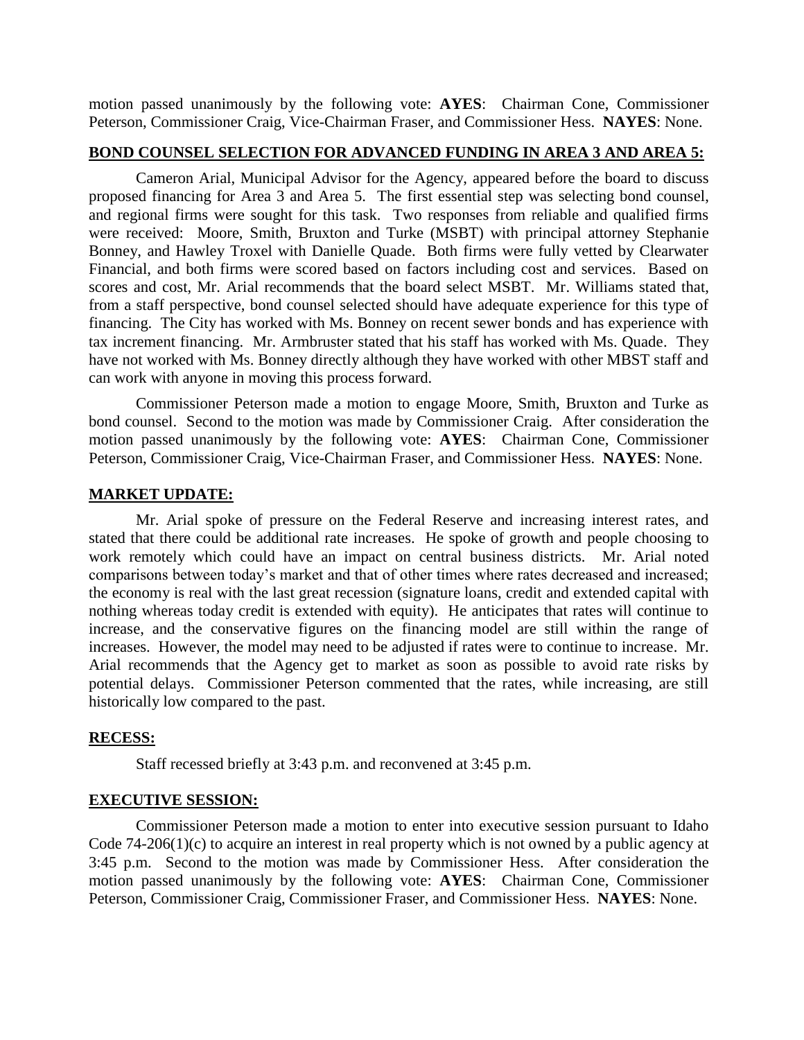motion passed unanimously by the following vote: **AYES**: Chairman Cone, Commissioner Peterson, Commissioner Craig, Vice-Chairman Fraser, and Commissioner Hess. **NAYES**: None.

**BOND COUNSEL SELECTION FOR ADVANCED FUNDING IN AREA 3 AND AREA 5:**

Cameron Arial, Municipal Advisor for the Agency, appeared before the board to discuss proposed financing for Area 3 and Area 5. The first essential step was selecting bond counsel, and regional firms were sought for this task. Two responses from reliable and qualified firms were received: Moore, Smith, Bruxton and Turke (MSBT) with principal attorney Stephanie Bonney, and Hawley Troxel with Danielle Quade. Both firms were fully vetted by Clearwater Financial, and both firms were scored based on factors including cost and services. Based on scores and cost, Mr. Arial recommends that the board select MSBT. Mr. Williams stated that, from a staff perspective, bond counsel selected should have adequate experience for this type of financing. The City has worked with Ms. Bonney on recent sewer bonds and has experience with tax increment financing. Mr. Armbruster stated that his staff has worked with Ms. Quade. They have not worked with Ms. Bonney directly although they have worked with other MBST staff and can work with anyone in moving this process forward.

Commissioner Peterson made a motion to engage Moore, Smith, Bruxton and Turke as bond counsel. Second to the motion was made by Commissioner Craig. After consideration the motion passed unanimously by the following vote: **AYES**: Chairman Cone, Commissioner Peterson, Commissioner Craig, Vice-Chairman Fraser, and Commissioner Hess. **NAYES**: None.

**MARKET UPDATE:**

Mr. Arial spoke of pressure on the Federal Reserve and increasing interest rates, and stated that there could be additional rate increases. He spoke of growth and people choosing to work remotely which could have an impact on central business districts. Mr. Arial noted comparisons between today's market and that of other times where rates decreased and increased; the economy is real with the last great recession (signature loans, credit and extended capital with nothing whereas today credit is extended with equity). He anticipates that rates will continue to increase, and the conservative figures on the financing model are still within the range of increases. However, the model may need to be adjusted if rates were to continue to increase. Mr. Arial recommends that the Agency get to market as soon as possible to avoid rate risks by potential delays. Commissioner Peterson commented that the rates, while increasing, are still historically low compared to the past.

**RECESS:**

Staff recessed briefly at 3:43 p.m. and reconvened at 3:45 p.m.

**EXECUTIVE SESSION:**

Commissioner Peterson made a motion to enter into executive session pursuant to Idaho Code 74-206(1)(c) to acquire an interest in real property which is not owned by a public agency at 3:45 p.m. Second to the motion was made by Commissioner Hess. After consideration the motion passed unanimously by the following vote: **AYES**: Chairman Cone, Commissioner Peterson, Commissioner Craig, Commissioner Fraser, and Commissioner Hess. **NAYES**: None.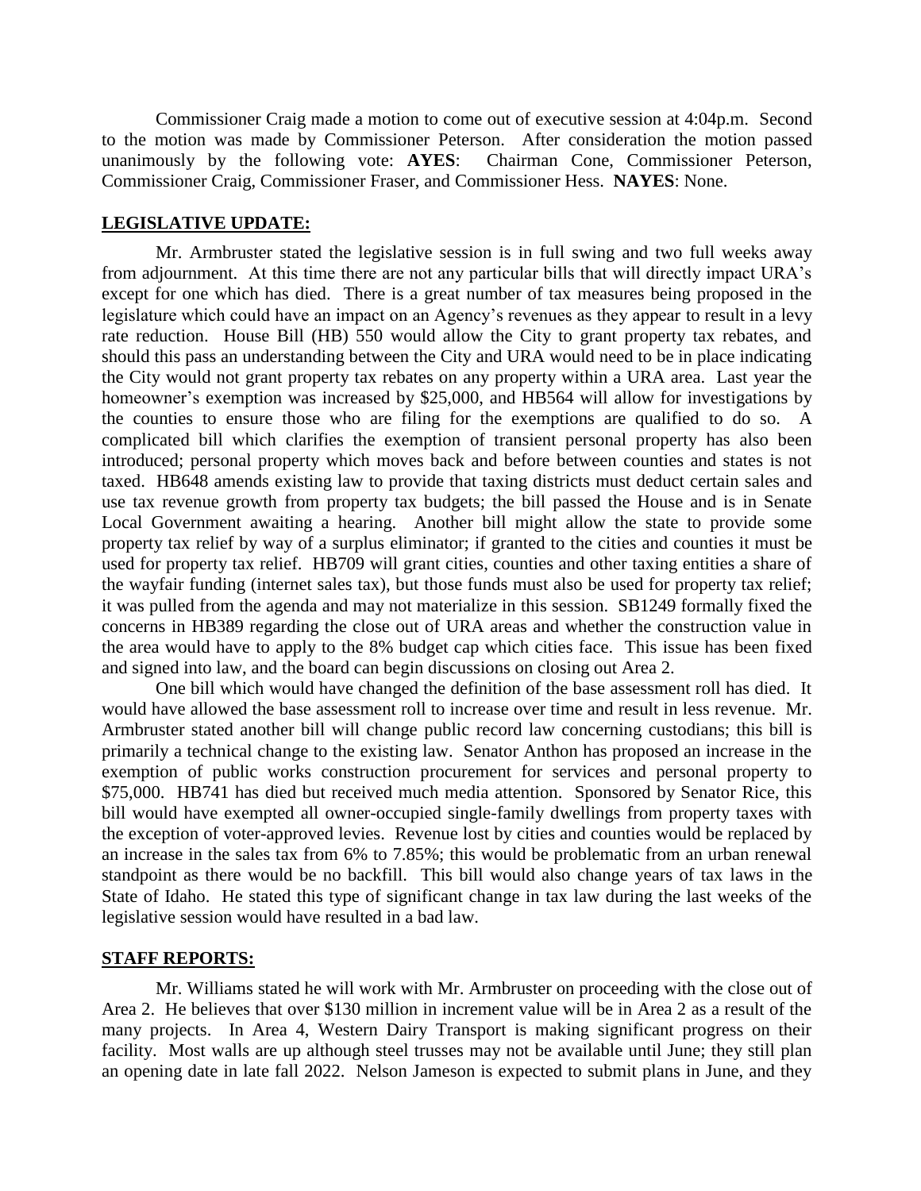Commissioner Craig made a motion to come out of executive session at 4:04p.m. Second to the motion was made by Commissioner Peterson. After consideration the motion passed unanimously by the following vote: **AYES**: Chairman Cone, Commissioner Peterson, Commissioner Craig, Commissioner Fraser, and Commissioner Hess. **NAYES**: None.

**LEGISLATIVE UPDATE:**

Mr. Armbruster stated the legislative session is in full swing and two full weeks away from adjournment. At this time there are not any particular bills that will directly impact URA's except for one which has died. There is a great number of tax measures being proposed in the legislature which could have an impact on an Agency's revenues as they appear to result in a levy rate reduction. House Bill (HB) 550 would allow the City to grant property tax rebates, and should this pass an understanding between the City and URA would need to be in place indicating the City would not grant property tax rebates on any property within a URA area. Last year the homeowner's exemption was increased by $25,000, and HB564 will allow for investigations by the counties to ensure those who are filing for the exemptions are qualified to do so. A complicated bill which clarifies the exemption of transient personal property has also been introduced; personal property which moves back and before between counties and states is not taxed. HB648 amends existing law to provide that taxing districts must deduct certain sales and use tax revenue growth from property tax budgets; the bill passed the House and is in Senate Local Government awaiting a hearing. Another bill might allow the state to provide some property tax relief by way of a surplus eliminator; if granted to the cities and counties it must be used for property tax relief. HB709 will grant cities, counties and other taxing entities a share of the wayfair funding (internet sales tax), but those funds must also be used for property tax relief; it was pulled from the agenda and may not materialize in this session. SB1249 formally fixed the concerns in HB389 regarding the close out of URA areas and whether the construction value in the area would have to apply to the 8% budget cap which cities face. This issue has been fixed and signed into law, and the board can begin discussions on closing out Area 2.

One bill which would have changed the definition of the base assessment roll has died. It would have allowed the base assessment roll to increase over time and result in less revenue. Mr. Armbruster stated another bill will change public record law concerning custodians; this bill is primarily a technical change to the existing law. Senator Anthon has proposed an increase in the exemption of public works construction procurement for services and personal property to $75,000. HB741 has died but received much media attention. Sponsored by Senator Rice, this bill would have exempted all owner-occupied single-family dwellings from property taxes with the exception of voter-approved levies. Revenue lost by cities and counties would be replaced by an increase in the sales tax from 6% to 7.85%; this would be problematic from an urban renewal standpoint as there would be no backfill. This bill would also change years of tax laws in the State of Idaho. He stated this type of significant change in tax law during the last weeks of the legislative session would have resulted in a bad law.

**STAFF REPORTS:**

Mr. Williams stated he will work with Mr. Armbruster on proceeding with the close out of Area 2. He believes that over $130 million in increment value will be in Area 2 as a result of the many projects. In Area 4, Western Dairy Transport is making significant progress on their facility. Most walls are up although steel trusses may not be available until June; they still plan an opening date in late fall 2022. Nelson Jameson is expected to submit plans in June, and they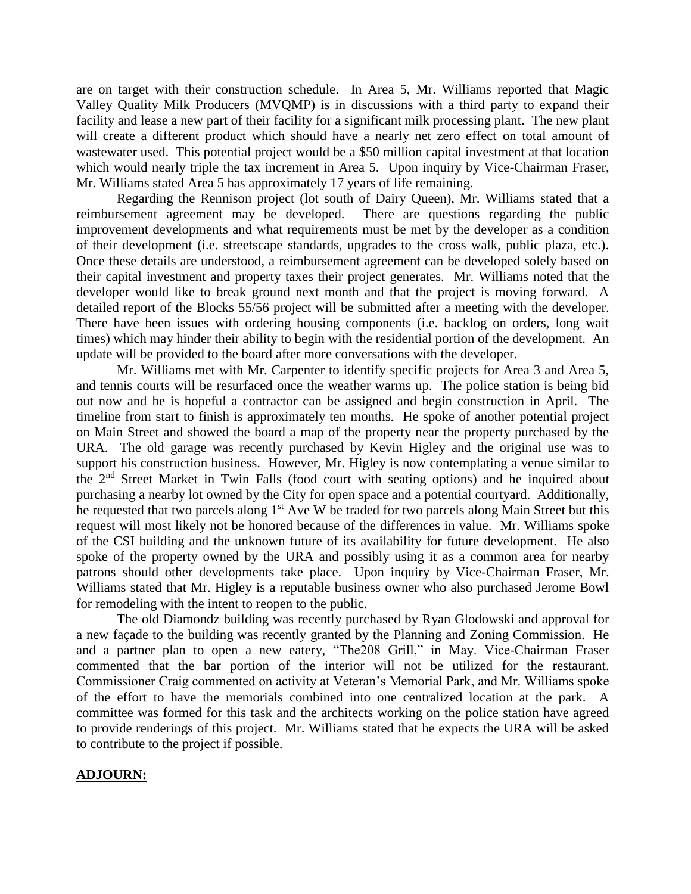are on target with their construction schedule. In Area 5, Mr. Williams reported that Magic Valley Quality Milk Producers (MVQMP) is in discussions with a third party to expand their facility and lease a new part of their facility for a significant milk processing plant. The new plant will create a different product which should have a nearly net zero effect on total amount of wastewater used. This potential project would be a $50 million capital investment at that location which would nearly triple the tax increment in Area 5. Upon inquiry by Vice-Chairman Fraser, Mr. Williams stated Area 5 has approximately 17 years of life remaining.

Regarding the Rennison project (lot south of Dairy Queen), Mr. Williams stated that a reimbursement agreement may be developed. There are questions regarding the public improvement developments and what requirements must be met by the developer as a condition of their development (i.e. streetscape standards, upgrades to the cross walk, public plaza, etc.). Once these details are understood, a reimbursement agreement can be developed solely based on their capital investment and property taxes their project generates. Mr. Williams noted that the developer would like to break ground next month and that the project is moving forward. A detailed report of the Blocks 55/56 project will be submitted after a meeting with the developer. There have been issues with ordering housing components (i.e. backlog on orders, long wait times) which may hinder their ability to begin with the residential portion of the development. An update will be provided to the board after more conversations with the developer.

Mr. Williams met with Mr. Carpenter to identify specific projects for Area 3 and Area 5, and tennis courts will be resurfaced once the weather warms up. The police station is being bid out now and he is hopeful a contractor can be assigned and begin construction in April. The timeline from start to finish is approximately ten months. He spoke of another potential project on Main Street and showed the board a map of the property near the property purchased by the URA. The old garage was recently purchased by Kevin Higley and the original use was to support his construction business. However, Mr. Higley is now contemplating a venue similar to the 2nd Street Market in Twin Falls (food court with seating options) and he inquired about purchasing a nearby lot owned by the City for open space and a potential courtyard. Additionally, he requested that two parcels along 1st Ave W be traded for two parcels along Main Street but this request will most likely not be honored because of the differences in value. Mr. Williams spoke of the CSI building and the unknown future of its availability for future development. He also spoke of the property owned by the URA and possibly using it as a common area for nearby patrons should other developments take place. Upon inquiry by Vice-Chairman Fraser, Mr. Williams stated that Mr. Higley is a reputable business owner who also purchased Jerome Bowl for remodeling with the intent to reopen to the public.

The old Diamondz building was recently purchased by Ryan Glodowski and approval for a new façade to the building was recently granted by the Planning and Zoning Commission. He and a partner plan to open a new eatery, "The208 Grill," in May. Vice-Chairman Fraser commented that the bar portion of the interior will not be utilized for the restaurant. Commissioner Craig commented on activity at Veteran's Memorial Park, and Mr. Williams spoke of the effort to have the memorials combined into one centralized location at the park. A committee was formed for this task and the architects working on the police station have agreed to provide renderings of this project. Mr. Williams stated that he expects the URA will be asked to contribute to the project if possible.

**ADJOURN:**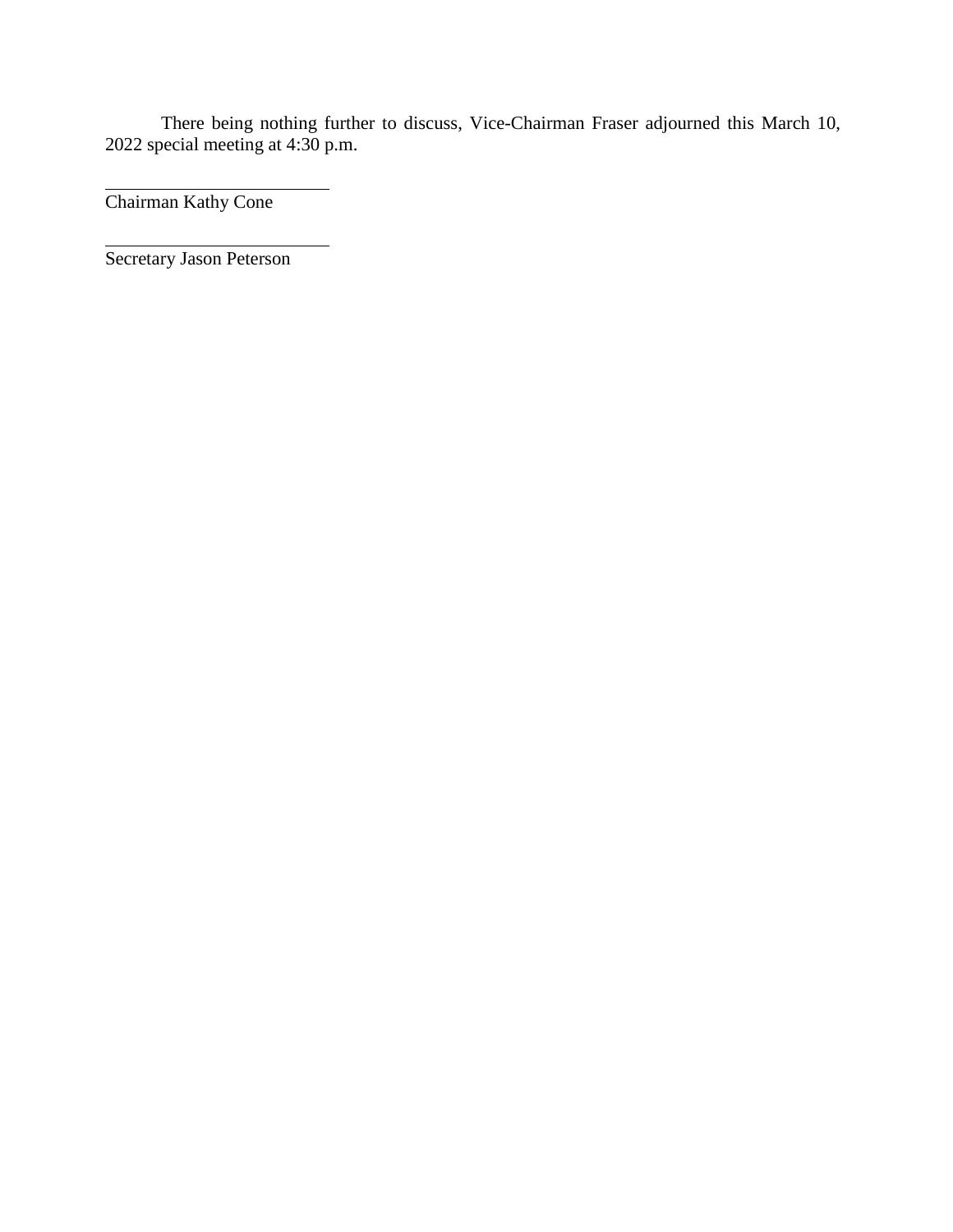There being nothing further to discuss, Vice-Chairman Fraser adjourned this March 10, 2022 special meeting at 4:30 p.m.

\_\_\_\_\_\_\_\_\_\_\_\_\_\_\_\_\_\_\_\_\_\_\_\_\_\_

Chairman Kathy Cone

\_\_\_\_\_\_\_\_\_\_\_\_\_\_\_\_\_\_\_\_\_\_\_\_\_\_

Secretary Jason Peterson